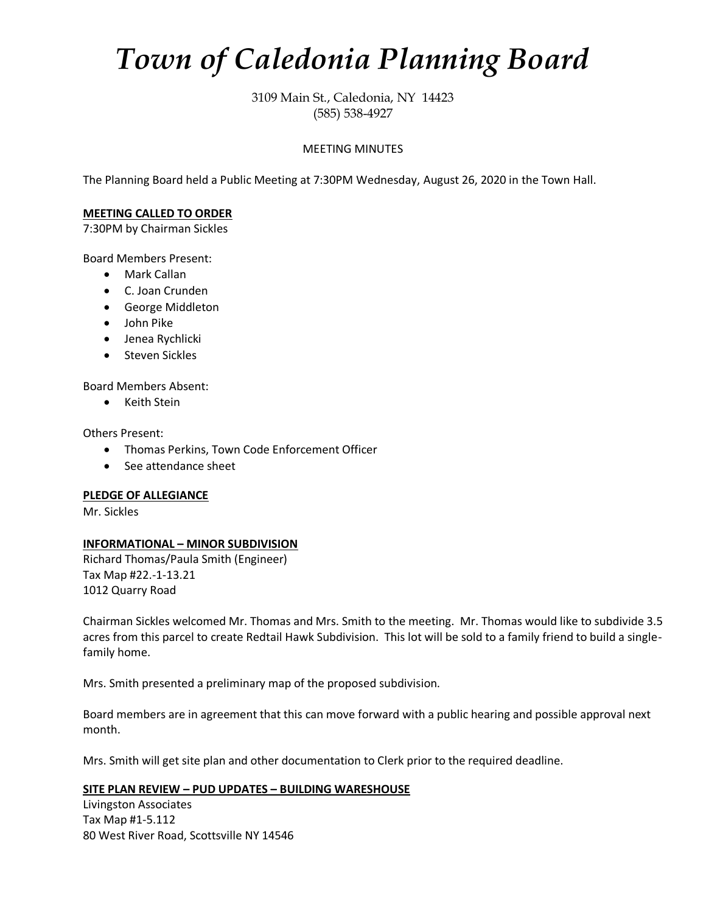# *Town of Caledonia Planning Board*

3109 Main St., Caledonia, NY 14423
(585) 538-4927

MEETING MINUTES

The Planning Board held a Public Meeting at 7:30PM Wednesday, August 26, 2020 in the Town Hall.

**MEETING CALLED TO ORDER**
7:30PM by Chairman Sickles

Board Members Present:

- Mark Callan
- C. Joan Crunden
- George Middleton
- John Pike
- Jenea Rychlicki
- Steven Sickles

Board Members Absent:

- Keith Stein

Others Present:

- Thomas Perkins, Town Code Enforcement Officer
- See attendance sheet

**PLEDGE OF ALLEGIANCE**
Mr. Sickles

**INFORMATIONAL – MINOR SUBDIVISION**
Richard Thomas/Paula Smith (Engineer)
Tax Map #22.-1-13.21
1012 Quarry Road

Chairman Sickles welcomed Mr. Thomas and Mrs. Smith to the meeting. Mr. Thomas would like to subdivide 3.5 acres from this parcel to create Redtail Hawk Subdivision. This lot will be sold to a family friend to build a single-family home.

Mrs. Smith presented a preliminary map of the proposed subdivision.

Board members are in agreement that this can move forward with a public hearing and possible approval next month.

Mrs. Smith will get site plan and other documentation to Clerk prior to the required deadline.

**SITE PLAN REVIEW – PUD UPDATES – BUILDING WARESHOUSE**
Livingston Associates
Tax Map #1-5.112
80 West River Road, Scottsville NY 14546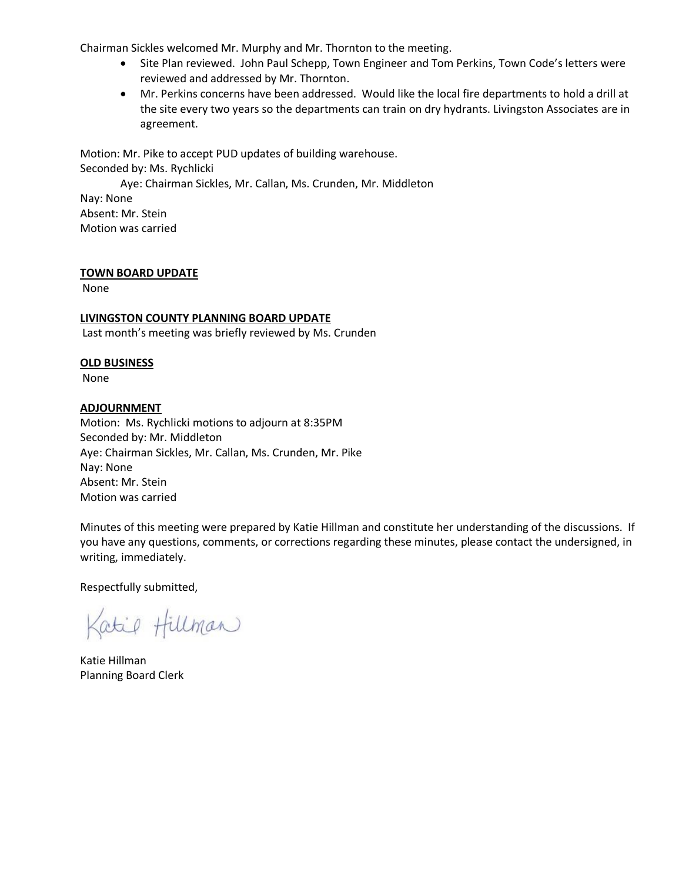Chairman Sickles welcomed Mr. Murphy and Mr. Thornton to the meeting.

- Site Plan reviewed. John Paul Schepp, Town Engineer and Tom Perkins, Town Code's letters were reviewed and addressed by Mr. Thornton.
- Mr. Perkins concerns have been addressed. Would like the local fire departments to hold a drill at the site every two years so the departments can train on dry hydrants. Livingston Associates are in agreement.

Motion: Mr. Pike to accept PUD updates of building warehouse.
Seconded by: Ms. Rychlicki
Aye: Chairman Sickles, Mr. Callan, Ms. Crunden, Mr. Middleton
Nay: None
Absent: Mr. Stein
Motion was carried

**TOWN BOARD UPDATE**

None

**LIVINGSTON COUNTY PLANNING BOARD UPDATE**

Last month's meeting was briefly reviewed by Ms. Crunden

**OLD BUSINESS**

None

**ADJOURNMENT**

Motion: Ms. Rychlicki motions to adjourn at 8:35PM
Seconded by: Mr. Middleton
Aye: Chairman Sickles, Mr. Callan, Ms. Crunden, Mr. Pike
Nay: None
Absent: Mr. Stein
Motion was carried

Minutes of this meeting were prepared by Katie Hillman and constitute her understanding of the discussions. If you have any questions, comments, or corrections regarding these minutes, please contact the undersigned, in writing, immediately.

Respectfully submitted,

Katie Hillman

Katie Hillman
Planning Board Clerk